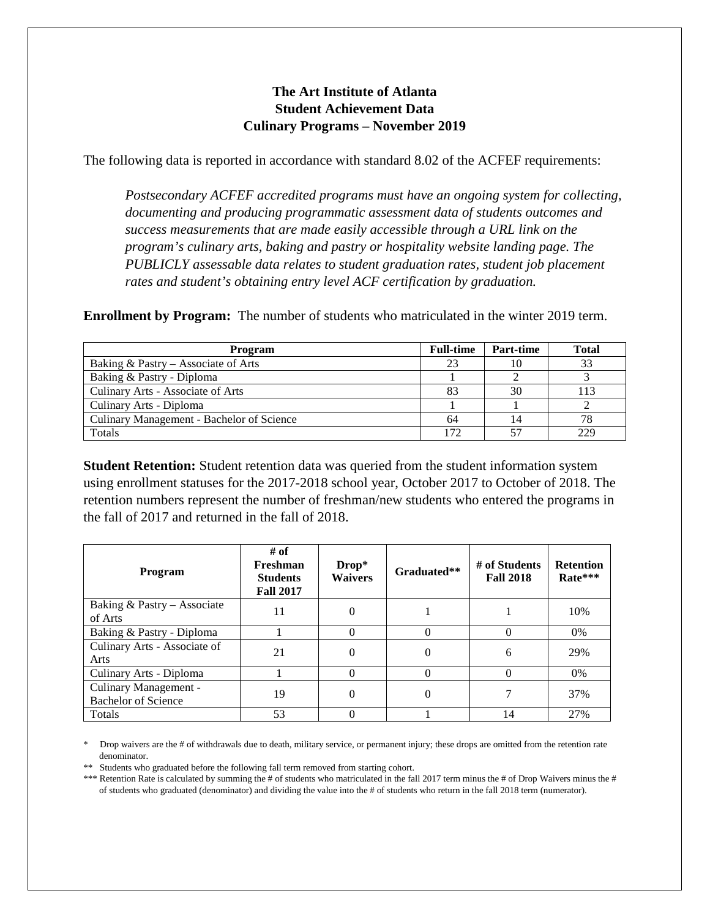# The Art Institute of Atlanta
## Student Achievement Data
## Culinary Programs – November 2019

The following data is reported in accordance with standard 8.02 of the ACFEF requirements:

> *Postsecondary ACFEF accredited programs must have an ongoing system for collecting, documenting and producing programmatic assessment data of students outcomes and success measurements that are made easily accessible through a URL link on the program's culinary arts, baking and pastry or hospitality website landing page. The PUBLICLY assessable data relates to student graduation rates, student job placement rates and student's obtaining entry level ACF certification by graduation.*

**Enrollment by Program:** The number of students who matriculated in the winter 2019 term.

| Program | Full-time | Part-time | Total |
|---|---|---|---|
| Baking & Pastry – Associate of Arts | 23 | 10 | 33 |
| Baking & Pastry - Diploma | 1 | 2 | 3 |
| Culinary Arts - Associate of Arts | 83 | 30 | 113 |
| Culinary Arts - Diploma | 1 | 1 | 2 |
| Culinary Management - Bachelor of Science | 64 | 14 | 78 |
| Totals | 172 | 57 | 229 |

**Student Retention:** Student retention data was queried from the student information system using enrollment statuses for the 2017-2018 school year, October 2017 to October of 2018. The retention numbers represent the number of freshman/new students who entered the programs in the fall of 2017 and returned in the fall of 2018.

| Program | # of Freshman Students Fall 2017 | Drop* Waivers | Graduated** | # of Students Fall 2018 | Retention Rate*** |
|---|---|---|---|---|---|
| Baking & Pastry – Associate of Arts | 11 | 0 | 1 | 1 | 10% |
| Baking & Pastry - Diploma | 1 | 0 | 0 | 0 | 0% |
| Culinary Arts - Associate of Arts | 21 | 0 | 0 | 6 | 29% |
| Culinary Arts - Diploma | 1 | 0 | 0 | 0 | 0% |
| Culinary Management - Bachelor of Science | 19 | 0 | 0 | 7 | 37% |
| Totals | 53 | 0 | 1 | 14 | 27% |

\* Drop waivers are the # of withdrawals due to death, military service, or permanent injury; these drops are omitted from the retention rate denominator.

** Students who graduated before the following fall term removed from starting cohort.

*** Retention Rate is calculated by summing the # of students who matriculated in the fall 2017 term minus the # of Drop Waivers minus the # of students who graduated (denominator) and dividing the value into the # of students who return in the fall 2018 term (numerator).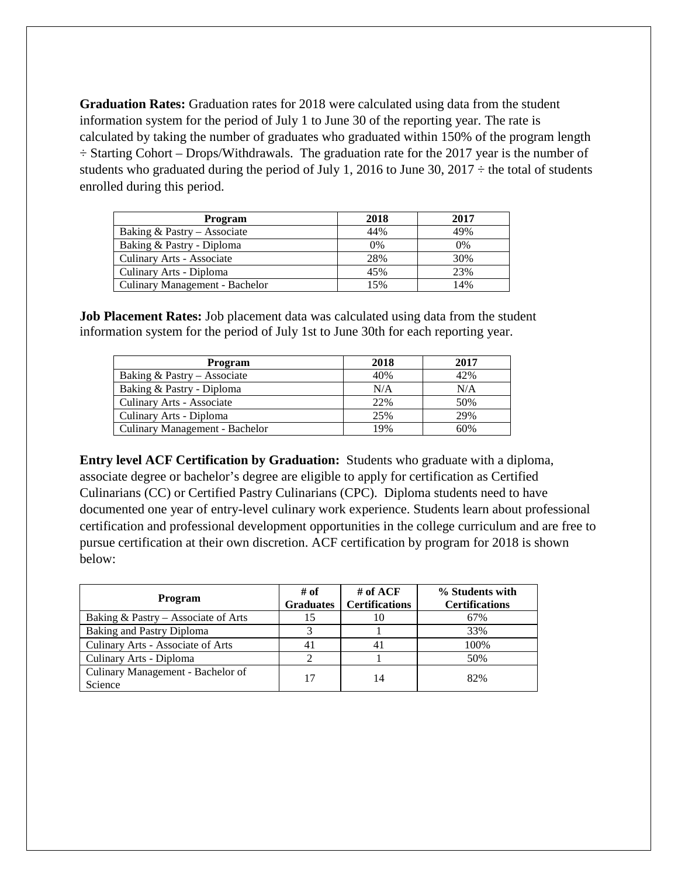**Graduation Rates:** Graduation rates for 2018 were calculated using data from the student information system for the period of July 1 to June 30 of the reporting year. The rate is calculated by taking the number of graduates who graduated within 150% of the program length ÷ Starting Cohort – Drops/Withdrawals. The graduation rate for the 2017 year is the number of students who graduated during the period of July 1, 2016 to June 30, 2017 ÷ the total of students enrolled during this period.

| Program | 2018 | 2017 |
|---|---|---|
| Baking & Pastry – Associate | 44% | 49% |
| Baking & Pastry - Diploma | 0% | 0% |
| Culinary Arts - Associate | 28% | 30% |
| Culinary Arts - Diploma | 45% | 23% |
| Culinary Management - Bachelor | 15% | 14% |

**Job Placement Rates:** Job placement data was calculated using data from the student information system for the period of July 1st to June 30th for each reporting year.

| Program | 2018 | 2017 |
|---|---|---|
| Baking & Pastry – Associate | 40% | 42% |
| Baking & Pastry - Diploma | N/A | N/A |
| Culinary Arts - Associate | 22% | 50% |
| Culinary Arts - Diploma | 25% | 29% |
| Culinary Management - Bachelor | 19% | 60% |

**Entry level ACF Certification by Graduation:** Students who graduate with a diploma, associate degree or bachelor's degree are eligible to apply for certification as Certified Culinarians (CC) or Certified Pastry Culinarians (CPC). Diploma students need to have documented one year of entry-level culinary work experience. Students learn about professional certification and professional development opportunities in the college curriculum and are free to pursue certification at their own discretion. ACF certification by program for 2018 is shown below:

| Program | # of Graduates | # of ACF Certifications | % Students with Certifications |
|---|---|---|---|
| Baking & Pastry – Associate of Arts | 15 | 10 | 67% |
| Baking and Pastry Diploma | 3 | 1 | 33% |
| Culinary Arts - Associate of Arts | 41 | 41 | 100% |
| Culinary Arts - Diploma | 2 | 1 | 50% |
| Culinary Management - Bachelor of Science | 17 | 14 | 82% |